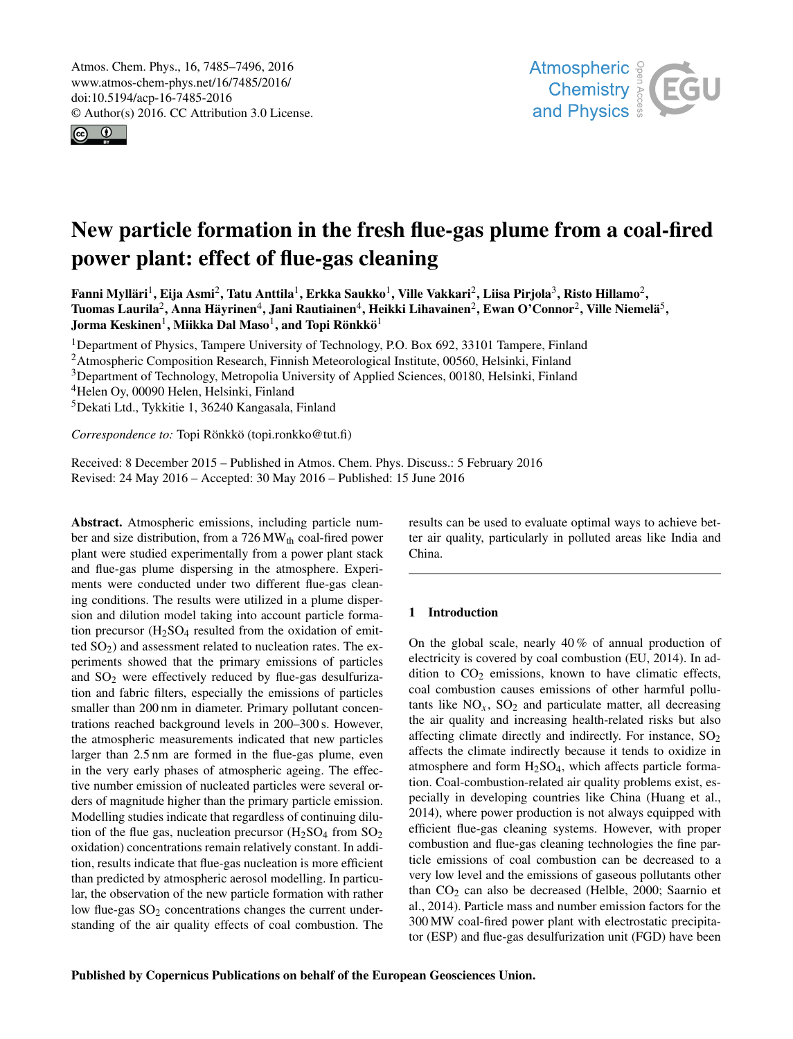# New particle formation in the fresh flue-gas plume from a coal-fired power plant: effect of flue-gas cleaning

**Fanni Mylläri[1], Eija Asmi[2], Tatu Anttila[1], Erkka Saukko[1], Ville Vakkari[2], Liisa Pirjola[3], Risto Hillamo[2], Tuomas Laurila[2], Anna Häyrinen[4], Jani Rautiainen[4], Heikki Lihavainen[2], Ewan O'Connor[2], Ville Niemelä[5], Jorma Keskinen[1], Miikka Dal Maso[1], and Topi Rönkkö[1]**

[1]Department of Physics, Tampere University of Technology, P.O. Box 692, 33101 Tampere, Finland
[2]Atmospheric Composition Research, Finnish Meteorological Institute, 00560, Helsinki, Finland
[3]Department of Technology, Metropolia University of Applied Sciences, 00180, Helsinki, Finland
[4]Helen Oy, 00090 Helen, Helsinki, Finland
[5]Dekati Ltd., Tykkitie 1, 36240 Kangasala, Finland

*Correspondence to:* Topi Rönkkö (topi.ronkko@tut.fi)

Received: 8 December 2015 – Published in Atmos. Chem. Phys. Discuss.: 5 February 2016
Revised: 24 May 2016 – Accepted: 30 May 2016 – Published: 15 June 2016

**Abstract.** Atmospheric emissions, including particle number and size distribution, from a 726 $MW_{th}$ coal-fired power plant were studied experimentally from a power plant stack and flue-gas plume dispersing in the atmosphere. Experiments were conducted under two different flue-gas cleaning conditions. The results were utilized in a plume dispersion and dilution model taking into account particle formation precursor ($H_2SO_4$ resulted from the oxidation of emitted $SO_2$) and assessment related to nucleation rates. The experiments showed that the primary emissions of particles and $SO_2$ were effectively reduced by flue-gas desulfurization and fabric filters, especially the emissions of particles smaller than 200 nm in diameter. Primary pollutant concentrations reached background levels in 200–300 s. However, the atmospheric measurements indicated that new particles larger than 2.5 nm are formed in the flue-gas plume, even in the very early phases of atmospheric ageing. The effective number emission of nucleated particles were several orders of magnitude higher than the primary particle emission. Modelling studies indicate that regardless of continuing dilution of the flue gas, nucleation precursor ($H_2SO_4$ from $SO_2$ oxidation) concentrations remain relatively constant. In addition, results indicate that flue-gas nucleation is more efficient than predicted by atmospheric aerosol modelling. In particular, the observation of the new particle formation with rather low flue-gas $SO_2$ concentrations changes the current understanding of the air quality effects of coal combustion. The results can be used to evaluate optimal ways to achieve better air quality, particularly in polluted areas like India and China.

## 1 Introduction

On the global scale, nearly 40 % of annual production of electricity is covered by coal combustion (EU, 2014). In addition to $CO_2$ emissions, known to have climatic effects, coal combustion causes emissions of other harmful pollutants like $NO_x$, $SO_2$ and particulate matter, all decreasing the air quality and increasing health-related risks but also affecting climate directly and indirectly. For instance, $SO_2$ affects the climate indirectly because it tends to oxidize in atmosphere and form $H_2SO_4$, which affects particle formation. Coal-combustion-related air quality problems exist, especially in developing countries like China (Huang et al., 2014), where power production is not always equipped with efficient flue-gas cleaning systems. However, with proper combustion and flue-gas cleaning technologies the fine particle emissions of coal combustion can be decreased to a very low level and the emissions of gaseous pollutants other than $CO_2$ can also be decreased (Helble, 2000; Saarnio et al., 2014). Particle mass and number emission factors for the 300 MW coal-fired power plant with electrostatic precipitator (ESP) and flue-gas desulfurization unit (FGD) have been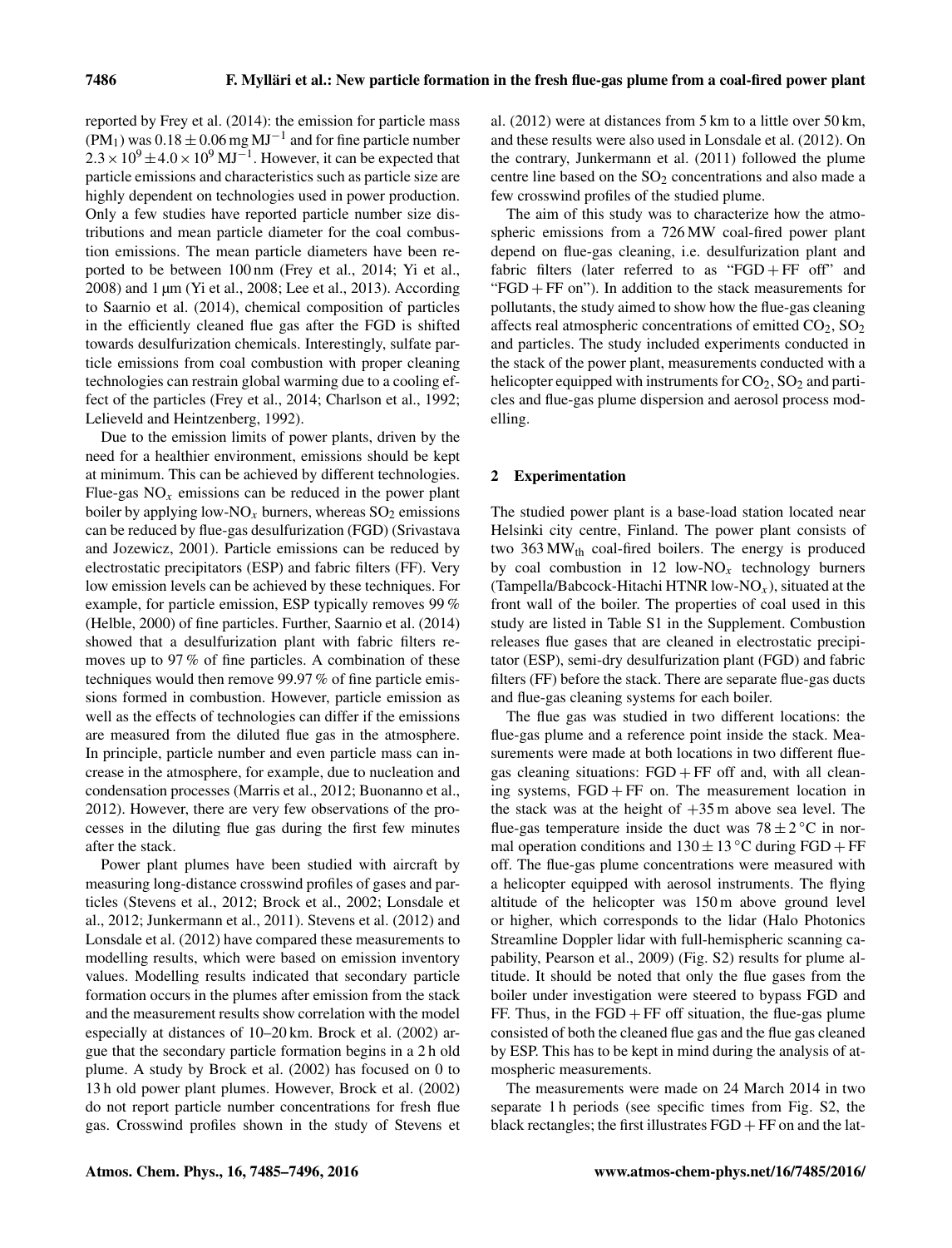reported by Frey et al. (2014): the emission for particle mass ($PM_1$) was $0.18 \pm 0.06\,mg\,MJ^{-1}$ and for fine particle number $2.3 \times 10^9 \pm 4.0 \times 10^9\,MJ^{-1}$. However, it can be expected that particle emissions and characteristics such as particle size are highly dependent on technologies used in power production. Only a few studies have reported particle number size distributions and mean particle diameter for the coal combustion emissions. The mean particle diameters have been reported to be between 100 nm (Frey et al., 2014; Yi et al., 2008) and 1 µm (Yi et al., 2008; Lee et al., 2013). According to Saarnio et al. (2014), chemical composition of particles in the efficiently cleaned flue gas after the FGD is shifted towards desulfurization chemicals. Interestingly, sulfate particle emissions from coal combustion with proper cleaning technologies can restrain global warming due to a cooling effect of the particles (Frey et al., 2014; Charlson et al., 1992; Lelieveld and Heintzenberg, 1992).

Due to the emission limits of power plants, driven by the need for a healthier environment, emissions should be kept at minimum. This can be achieved by different technologies. Flue-gas $NO_x$ emissions can be reduced in the power plant boiler by applying low-$NO_x$ burners, whereas $SO_2$ emissions can be reduced by flue-gas desulfurization (FGD) (Srivastava and Jozewicz, 2001). Particle emissions can be reduced by electrostatic precipitators (ESP) and fabric filters (FF). Very low emission levels can be achieved by these techniques. For example, for particle emission, ESP typically removes 99 % (Helble, 2000) of fine particles. Further, Saarnio et al. (2014) showed that a desulfurization plant with fabric filters removes up to 97 % of fine particles. A combination of these techniques would then remove 99.97 % of fine particle emissions formed in combustion. However, particle emission as well as the effects of technologies can differ if the emissions are measured from the diluted flue gas in the atmosphere. In principle, particle number and even particle mass can increase in the atmosphere, for example, due to nucleation and condensation processes (Marris et al., 2012; Buonanno et al., 2012). However, there are very few observations of the processes in the diluting flue gas during the first few minutes after the stack.

Power plant plumes have been studied with aircraft by measuring long-distance crosswind profiles of gases and particles (Stevens et al., 2012; Brock et al., 2002; Lonsdale et al., 2012; Junkermann et al., 2011). Stevens et al. (2012) and Lonsdale et al. (2012) have compared these measurements to modelling results, which were based on emission inventory values. Modelling results indicated that secondary particle formation occurs in the plumes after emission from the stack and the measurement results show correlation with the model especially at distances of 10–20 km. Brock et al. (2002) argue that the secondary particle formation begins in a 2 h old plume. A study by Brock et al. (2002) has focused on 0 to 13 h old power plant plumes. However, Brock et al. (2002) do not report particle number concentrations for fresh flue gas. Crosswind profiles shown in the study of Stevens et al. (2012) were at distances from 5 km to a little over 50 km, and these results were also used in Lonsdale et al. (2012). On the contrary, Junkermann et al. (2011) followed the plume centre line based on the $SO_2$ concentrations and also made a few crosswind profiles of the studied plume.

The aim of this study was to characterize how the atmospheric emissions from a 726 MW coal-fired power plant depend on flue-gas cleaning, i.e. desulfurization plant and fabric filters (later referred to as "FGD + FF off" and "FGD + FF on"). In addition to the stack measurements for pollutants, the study aimed to show how the flue-gas cleaning affects real atmospheric concentrations of emitted $CO_2$, $SO_2$ and particles. The study included experiments conducted in the stack of the power plant, measurements conducted with a helicopter equipped with instruments for $CO_2$, $SO_2$ and particles and flue-gas plume dispersion and aerosol process modelling.

## 2 Experimentation

The studied power plant is a base-load station located near Helsinki city centre, Finland. The power plant consists of two 363 $MW_{th}$ coal-fired boilers. The energy is produced by coal combustion in 12 low-$NO_x$ technology burners (Tampella/Babcock-Hitachi HTNR low-$NO_x$), situated at the front wall of the boiler. The properties of coal used in this study are listed in Table S1 in the Supplement. Combustion releases flue gases that are cleaned in electrostatic precipitator (ESP), semi-dry desulfurization plant (FGD) and fabric filters (FF) before the stack. There are separate flue-gas ducts and flue-gas cleaning systems for each boiler.

The flue gas was studied in two different locations: the flue-gas plume and a reference point inside the stack. Measurements were made at both locations in two different flue-gas cleaning situations: FGD + FF off and, with all cleaning systems, FGD + FF on. The measurement location in the stack was at the height of +35 m above sea level. The flue-gas temperature inside the duct was $78 \pm 2\,°C$ in normal operation conditions and $130 \pm 13\,°C$ during FGD + FF off. The flue-gas plume concentrations were measured with a helicopter equipped with aerosol instruments. The flying altitude of the helicopter was 150 m above ground level or higher, which corresponds to the lidar (Halo Photonics Streamline Doppler lidar with full-hemispheric scanning capability, Pearson et al., 2009) (Fig. S2) results for plume altitude. It should be noted that only the flue gases from the boiler under investigation were steered to bypass FGD and FF. Thus, in the FGD + FF off situation, the flue-gas plume consisted of both the cleaned flue gas and the flue gas cleaned by ESP. This has to be kept in mind during the analysis of atmospheric measurements.

The measurements were made on 24 March 2014 in two separate 1 h periods (see specific times from Fig. S2, the black rectangles; the first illustrates FGD + FF on and the lat-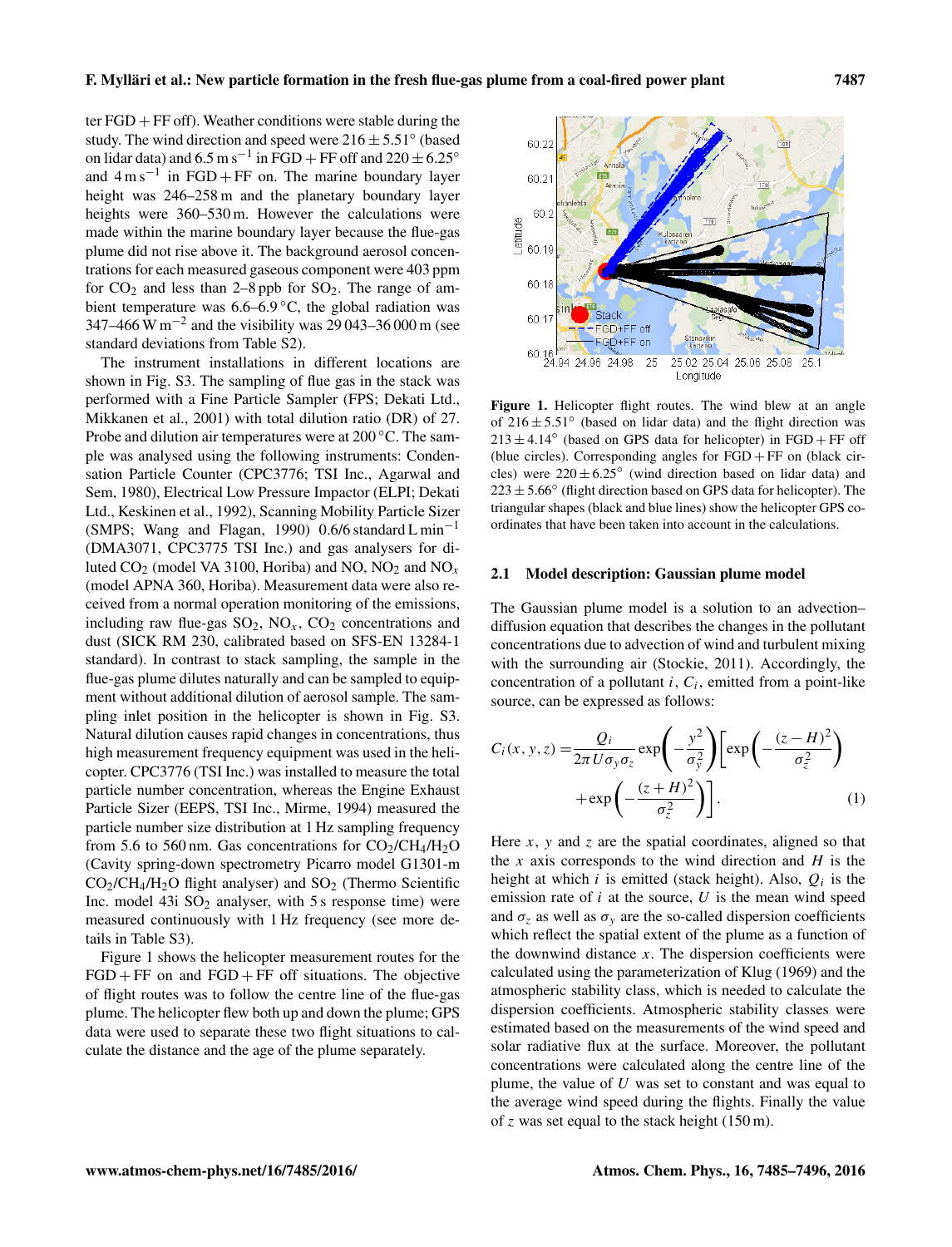ter FGD + FF off). Weather conditions were stable during the study. The wind direction and speed were $216 \pm 5.51°$ (based on lidar data) and $6.5\,\mathrm{m\,s^{-1}}$ in FGD + FF off and $220 \pm 6.25°$ and $4\,\mathrm{m\,s^{-1}}$ in FGD + FF on. The marine boundary layer height was 246–258 m and the planetary boundary layer heights were 360–530 m. However the calculations were made within the marine boundary layer because the flue-gas plume did not rise above it. The background aerosol concentrations for each measured gaseous component were 403 ppm for $CO_2$ and less than 2–8 ppb for $SO_2$. The range of ambient temperature was 6.6–6.9 °C, the global radiation was 347–466 $\mathrm{W\,m^{-2}}$ and the visibility was 29 043–36 000 m (see standard deviations from Table S2).

The instrument installations in different locations are shown in Fig. S3. The sampling of flue gas in the stack was performed with a Fine Particle Sampler (FPS; Dekati Ltd., Mikkanen et al., 2001) with total dilution ratio (DR) of 27. Probe and dilution air temperatures were at 200 °C. The sample was analysed using the following instruments: Condensation Particle Counter (CPC3776; TSI Inc., Agarwal and Sem, 1980), Electrical Low Pressure Impactor (ELPI; Dekati Ltd., Keskinen et al., 1992), Scanning Mobility Particle Sizer (SMPS; Wang and Flagan, 1990) 0.6/6 standard $\mathrm{L\,min^{-1}}$ (DMA3071, CPC3775 TSI Inc.) and gas analysers for diluted $CO_2$ (model VA 3100, Horiba) and NO, $NO_2$ and $NO_x$ (model APNA 360, Horiba). Measurement data were also received from a normal operation monitoring of the emissions, including raw flue-gas $SO_2$, $NO_x$, $CO_2$ concentrations and dust (SICK RM 230, calibrated based on SFS-EN 13284-1 standard). In contrast to stack sampling, the sample in the flue-gas plume dilutes naturally and can be sampled to equipment without additional dilution of aerosol sample. The sampling inlet position in the helicopter is shown in Fig. S3. Natural dilution causes rapid changes in concentrations, thus high measurement frequency equipment was used in the helicopter. CPC3776 (TSI Inc.) was installed to measure the total particle number concentration, whereas the Engine Exhaust Particle Sizer (EEPS, TSI Inc., Mirme, 1994) measured the particle number size distribution at 1 Hz sampling frequency from 5.6 to 560 nm. Gas concentrations for $CO_2/CH_4/H_2O$ (Cavity spring-down spectrometry Picarro model G1301-m $CO_2/CH_4/H_2O$ flight analyser) and $SO_2$ (Thermo Scientific Inc. model 43i $SO_2$ analyser, with 5 s response time) were measured continuously with 1 Hz frequency (see more details in Table S3).

Figure 1 shows the helicopter measurement routes for the FGD + FF on and FGD + FF off situations. The objective of flight routes was to follow the centre line of the flue-gas plume. The helicopter flew both up and down the plume; GPS data were used to separate these two flight situations to calculate the distance and the age of the plume separately.

**Figure 1.** Helicopter flight routes. The wind blew at an angle of $216 \pm 5.51°$ (based on lidar data) and the flight direction was $213 \pm 4.14°$ (based on GPS data for helicopter) in FGD + FF off (blue circles). Corresponding angles for FGD + FF on (black circles) were $220 \pm 6.25°$ (wind direction based on lidar data) and $223 \pm 5.66°$ (flight direction based on GPS data for helicopter). The triangular shapes (black and blue lines) show the helicopter GPS coordinates that have been taken into account in the calculations.

### 2.1 Model description: Gaussian plume model

The Gaussian plume model is a solution to an advection–diffusion equation that describes the changes in the pollutant concentrations due to advection of wind and turbulent mixing with the surrounding air (Stockie, 2011). Accordingly, the concentration of a pollutant $i$, $C_i$, emitted from a point-like source, can be expressed as follows:

$$C_i(x,y,z) = \frac{Q_i}{2\pi U \sigma_y \sigma_z} \exp\left(-\frac{y^2}{\sigma_y^2}\right)\left[\exp\left(-\frac{(z-H)^2}{\sigma_z^2}\right) + \exp\left(-\frac{(z+H)^2}{\sigma_z^2}\right)\right]. \quad (1)$$

Here $x$, $y$ and $z$ are the spatial coordinates, aligned so that the $x$ axis corresponds to the wind direction and $H$ is the height at which $i$ is emitted (stack height). Also, $Q_i$ is the emission rate of $i$ at the source, $U$ is the mean wind speed and $\sigma_z$ as well as $\sigma_y$ are the so-called dispersion coefficients which reflect the spatial extent of the plume as a function of the downwind distance $x$. The dispersion coefficients were calculated using the parameterization of Klug (1969) and the atmospheric stability class, which is needed to calculate the dispersion coefficients. Atmospheric stability classes were estimated based on the measurements of the wind speed and solar radiative flux at the surface. Moreover, the pollutant concentrations were calculated along the centre line of the plume, the value of $U$ was set to constant and was equal to the average wind speed during the flights. Finally the value of $z$ was set equal to the stack height (150 m).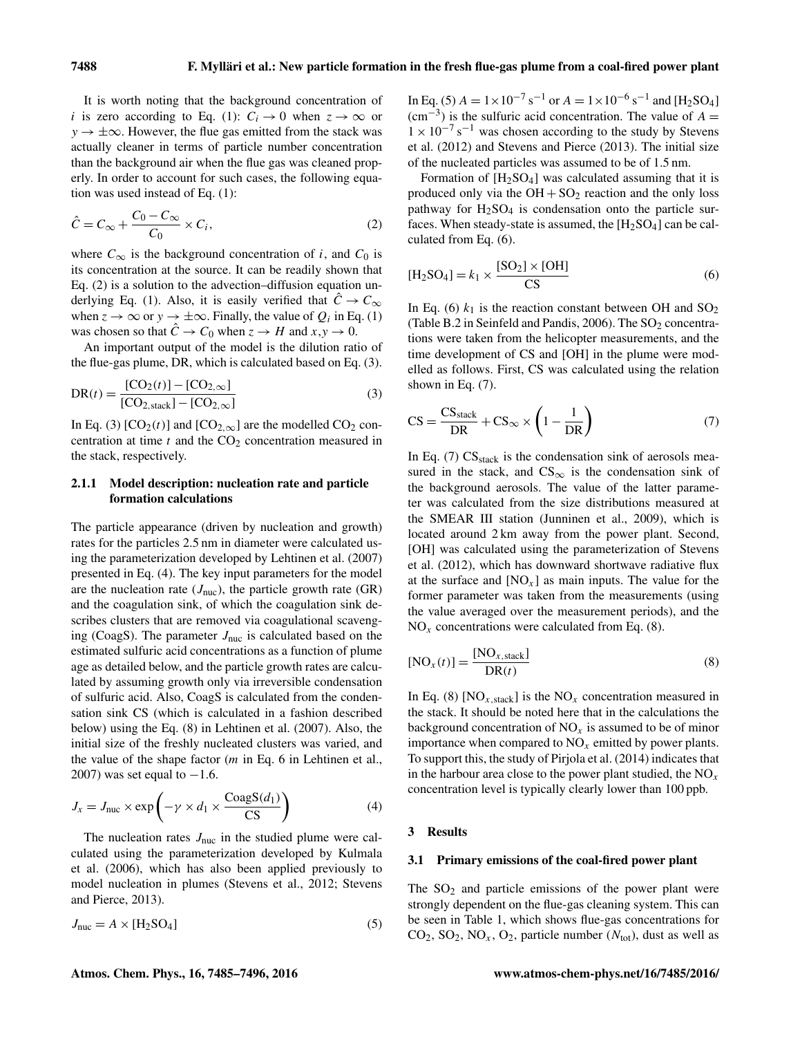It is worth noting that the background concentration of $i$ is zero according to Eq. (1): $C_i \to 0$ when $z \to \infty$ or $y \to \pm\infty$. However, the flue gas emitted from the stack was actually cleaner in terms of particle number concentration than the background air when the flue gas was cleaned properly. In order to account for such cases, the following equation was used instead of Eq. (1):

$$\hat{C} = C_\infty + \frac{C_0 - C_\infty}{C_0} \times C_i, \tag{2}$$

where $C_\infty$ is the background concentration of $i$, and $C_0$ is its concentration at the source. It can be readily shown that Eq. (2) is a solution to the advection–diffusion equation underlying Eq. (1). Also, it is easily verified that $\hat{C} \to C_\infty$ when $z \to \infty$ or $y \to \pm\infty$. Finally, the value of $Q_i$ in Eq. (1) was chosen so that $\hat{C} \to C_0$ when $z \to H$ and $x, y \to 0$.

An important output of the model is the dilution ratio of the flue-gas plume, DR, which is calculated based on Eq. (3).

$$\mathrm{DR}(t) = \frac{[\mathrm{CO_2}(t)] - [\mathrm{CO_{2,\infty}}]}{[\mathrm{CO_{2,stack}}] - [\mathrm{CO_{2,\infty}}]} \tag{3}$$

In Eq. (3) $[\mathrm{CO_2}(t)]$ and $[\mathrm{CO_{2,\infty}}]$ are the modelled $CO_2$ concentration at time $t$ and the $CO_2$ concentration measured in the stack, respectively.

#### 2.1.1 Model description: nucleation rate and particle formation calculations

The particle appearance (driven by nucleation and growth) rates for the particles 2.5 nm in diameter were calculated using the parameterization developed by Lehtinen et al. (2007) presented in Eq. (4). The key input parameters for the model are the nucleation rate ($J_{\mathrm{nuc}}$), the particle growth rate (GR) and the coagulation sink, of which the coagulation sink describes clusters that are removed via coagulational scavenging (CoagS). The parameter $J_{\mathrm{nuc}}$ is calculated based on the estimated sulfuric acid concentrations as a function of plume age as detailed below, and the particle growth rates are calculated by assuming growth only via irreversible condensation of sulfuric acid. Also, CoagS is calculated from the condensation sink CS (which is calculated in a fashion described below) using the Eq. (8) in Lehtinen et al. (2007). Also, the initial size of the freshly nucleated clusters was varied, and the value of the shape factor ($m$ in Eq. 6 in Lehtinen et al., 2007) was set equal to $-1.6$.

$$J_x = J_{\mathrm{nuc}} \times \exp\left(-\gamma \times d_1 \times \frac{\mathrm{CoagS}(d_1)}{\mathrm{CS}}\right) \tag{4}$$

The nucleation rates $J_{\mathrm{nuc}}$ in the studied plume were calculated using the parameterization developed by Kulmala et al. (2006), which has also been applied previously to model nucleation in plumes (Stevens et al., 2012; Stevens and Pierce, 2013).

$$J_{\mathrm{nuc}} = A \times [\mathrm{H_2SO_4}] \tag{5}$$

In Eq. (5) $A = 1 \times 10^{-7}\,\mathrm{s^{-1}}$ or $A = 1 \times 10^{-6}\,\mathrm{s^{-1}}$ and $[\mathrm{H_2SO_4}]$ ($\mathrm{cm^{-3}}$) is the sulfuric acid concentration. The value of $A = 1 \times 10^{-7}\,\mathrm{s^{-1}}$ was chosen according to the study by Stevens et al. (2012) and Stevens and Pierce (2013). The initial size of the nucleated particles was assumed to be of 1.5 nm.

Formation of $[\mathrm{H_2SO_4}]$ was calculated assuming that it is produced only via the $\mathrm{OH} + \mathrm{SO_2}$ reaction and the only loss pathway for $H_2SO_4$ is condensation onto the particle surfaces. When steady-state is assumed, the $[\mathrm{H_2SO_4}]$ can be calculated from Eq. (6).

$$[\mathrm{H_2SO_4}] = k_1 \times \frac{[\mathrm{SO_2}] \times [\mathrm{OH}]}{\mathrm{CS}} \tag{6}$$

In Eq. (6) $k_1$ is the reaction constant between OH and $SO_2$ (Table B.2 in Seinfeld and Pandis, 2006). The $SO_2$ concentrations were taken from the helicopter measurements, and the time development of CS and [OH] in the plume were modelled as follows. First, CS was calculated using the relation shown in Eq. (7).

$$\mathrm{CS} = \frac{\mathrm{CS_{stack}}}{\mathrm{DR}} + \mathrm{CS_\infty} \times \left(1 - \frac{1}{\mathrm{DR}}\right) \tag{7}$$

In Eq. (7) $\mathrm{CS_{stack}}$ is the condensation sink of aerosols measured in the stack, and $\mathrm{CS_\infty}$ is the condensation sink of the background aerosols. The value of the latter parameter was calculated from the size distributions measured at the SMEAR III station (Junninen et al., 2009), which is located around 2 km away from the power plant. Second, [OH] was calculated using the parameterization of Stevens et al. (2012), which has downward shortwave radiative flux at the surface and $[\mathrm{NO}_x]$ as main inputs. The value for the former parameter was taken from the measurements (using the value averaged over the measurement periods), and the $NO_x$ concentrations were calculated from Eq. (8).

$$[\mathrm{NO}_x(t)] = \frac{[\mathrm{NO}_{x,\mathrm{stack}}]}{\mathrm{DR}(t)} \tag{8}$$

In Eq. (8) $[\mathrm{NO}_{x,\mathrm{stack}}]$ is the $NO_x$ concentration measured in the stack. It should be noted here that in the calculations the background concentration of $NO_x$ is assumed to be of minor importance when compared to $NO_x$ emitted by power plants. To support this, the study of Pirjola et al. (2014) indicates that in the harbour area close to the power plant studied, the $NO_x$ concentration level is typically clearly lower than 100 ppb.

## 3 Results

### 3.1 Primary emissions of the coal-fired power plant

The $SO_2$ and particle emissions of the power plant were strongly dependent on the flue-gas cleaning system. This can be seen in Table 1, which shows flue-gas concentrations for $CO_2$, $SO_2$, $NO_x$, $O_2$, particle number ($N_{\mathrm{tot}}$), dust as well as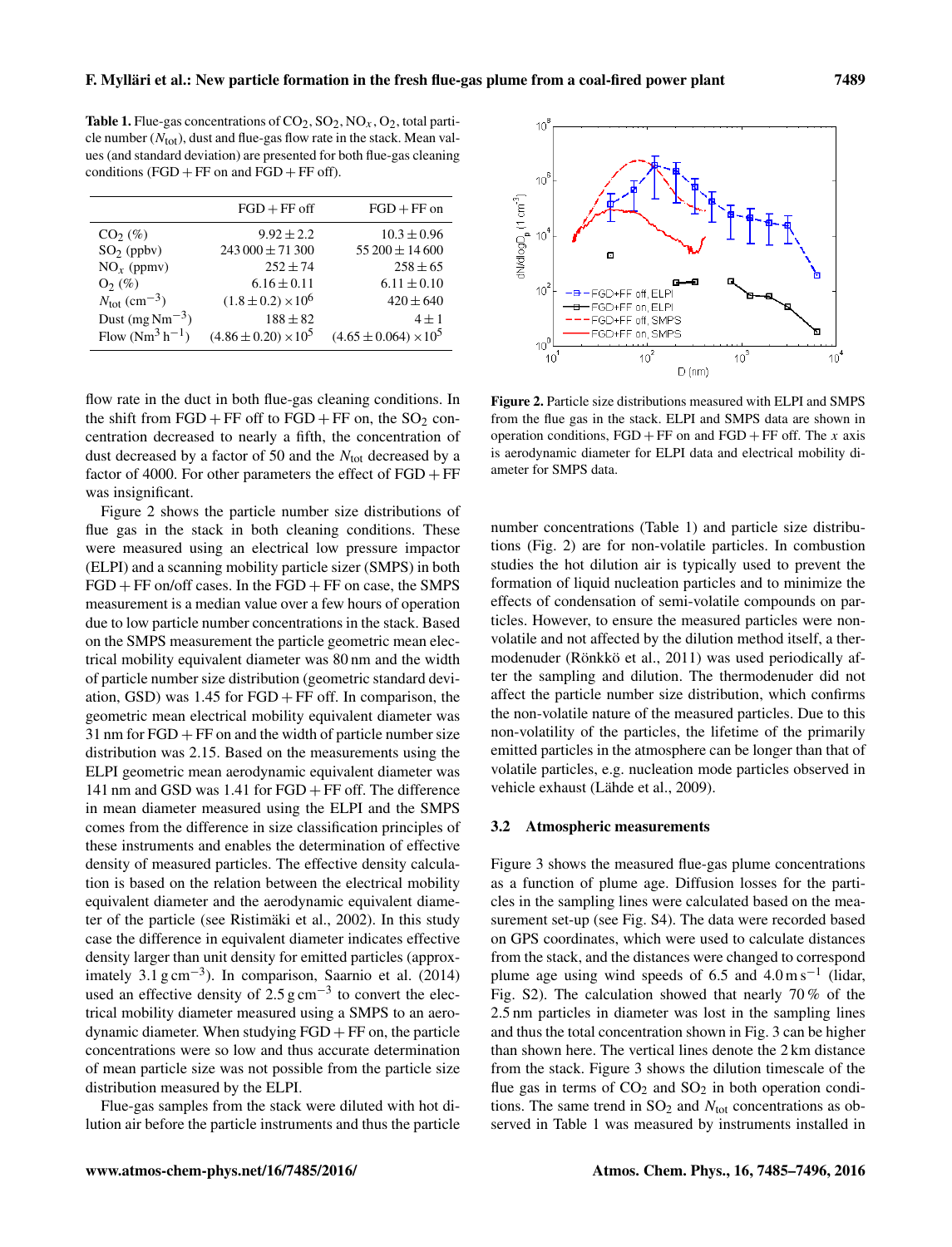**Table 1.** Flue-gas concentrations of $CO_2$, $SO_2$, $NO_x$, $O_2$, total particle number ($N_{tot}$), dust and flue-gas flow rate in the stack. Mean values (and standard deviation) are presented for both flue-gas cleaning conditions (FGD + FF on and FGD + FF off).

| | FGD + FF off | FGD + FF on |
|---|---|---|
| $CO_2$ (%) | $9.92 \pm 2.2$ | $10.3 \pm 0.96$ |
| $SO_2$ (ppbv) | $243\,000 \pm 71\,300$ | $55\,200 \pm 14\,600$ |
| $NO_x$ (ppmv) | $252 \pm 74$ | $258 \pm 65$ |
| $O_2$ (%) | $6.16 \pm 0.11$ | $6.11 \pm 0.10$ |
| $N_{tot}$ ($cm^{-3}$) | $(1.8 \pm 0.2) \times 10^6$ | $420 \pm 640$ |
| Dust ($mg\,Nm^{-3}$) | $188 \pm 82$ | $4 \pm 1$ |
| Flow ($Nm^3\,h^{-1}$) | $(4.86 \pm 0.20) \times 10^5$ | $(4.65 \pm 0.064) \times 10^5$ |

flow rate in the duct in both flue-gas cleaning conditions. In the shift from FGD + FF off to FGD + FF on, the $SO_2$ concentration decreased to nearly a fifth, the concentration of dust decreased by a factor of 50 and the $N_{tot}$ decreased by a factor of 4000. For other parameters the effect of FGD + FF was insignificant.

Figure 2 shows the particle number size distributions of flue gas in the stack in both cleaning conditions. These were measured using an electrical low pressure impactor (ELPI) and a scanning mobility particle sizer (SMPS) in both FGD + FF on/off cases. In the FGD + FF on case, the SMPS measurement is a median value over a few hours of operation due to low particle number concentrations in the stack. Based on the SMPS measurement the particle geometric mean electrical mobility equivalent diameter was 80 nm and the width of particle number size distribution (geometric standard deviation, GSD) was 1.45 for FGD + FF off. In comparison, the geometric mean electrical mobility equivalent diameter was 31 nm for FGD + FF on and the width of particle number size distribution was 2.15. Based on the measurements using the ELPI geometric mean aerodynamic equivalent diameter was 141 nm and GSD was 1.41 for FGD + FF off. The difference in mean diameter measured using the ELPI and the SMPS comes from the difference in size classification principles of these instruments and enables the determination of effective density of measured particles. The effective density calculation is based on the relation between the electrical mobility equivalent diameter and the aerodynamic equivalent diameter of the particle (see Ristimäki et al., 2002). In this study case the difference in equivalent diameter indicates effective density larger than unit density for emitted particles (approximately $3.1\,g\,cm^{-3}$). In comparison, Saarnio et al. (2014) used an effective density of $2.5\,g\,cm^{-3}$ to convert the electrical mobility diameter measured using a SMPS to an aerodynamic diameter. When studying FGD + FF on, the particle concentrations were so low and thus accurate determination of mean particle size was not possible from the particle size distribution measured by the ELPI.

Flue-gas samples from the stack were diluted with hot dilution air before the particle instruments and thus the particle number concentrations (Table 1) and particle size distributions (Fig. 2) are for non-volatile particles. In combustion studies the hot dilution air is typically used to prevent the formation of liquid nucleation particles and to minimize the effects of condensation of semi-volatile compounds on particles. However, to ensure the measured particles were non-volatile and not affected by the dilution method itself, a thermodenuder (Rönkkö et al., 2011) was used periodically after the sampling and dilution. The thermodenuder did not affect the particle number size distribution, which confirms the non-volatile nature of the measured particles. Due to this non-volatility of the particles, the lifetime of the primarily emitted particles in the atmosphere can be longer than that of volatile particles, e.g. nucleation mode particles observed in vehicle exhaust (Lähde et al., 2009).

**Figure 2.** Particle size distributions measured with ELPI and SMPS from the flue gas in the stack. ELPI and SMPS data are shown in operation conditions, FGD + FF on and FGD + FF off. The $x$ axis is aerodynamic diameter for ELPI data and electrical mobility diameter for SMPS data.

### 3.2 Atmospheric measurements

Figure 3 shows the measured flue-gas plume concentrations as a function of plume age. Diffusion losses for the particles in the sampling lines were calculated based on the measurement set-up (see Fig. S4). The data were recorded based on GPS coordinates, which were used to calculate distances from the stack, and the distances were changed to correspond plume age using wind speeds of 6.5 and $4.0\,m\,s^{-1}$ (lidar, Fig. S2). The calculation showed that nearly 70 % of the 2.5 nm particles in diameter was lost in the sampling lines and thus the total concentration shown in Fig. 3 can be higher than shown here. The vertical lines denote the 2 km distance from the stack. Figure 3 shows the dilution timescale of the flue gas in terms of $CO_2$ and $SO_2$ in both operation conditions. The same trend in $SO_2$ and $N_{tot}$ concentrations as observed in Table 1 was measured by instruments installed in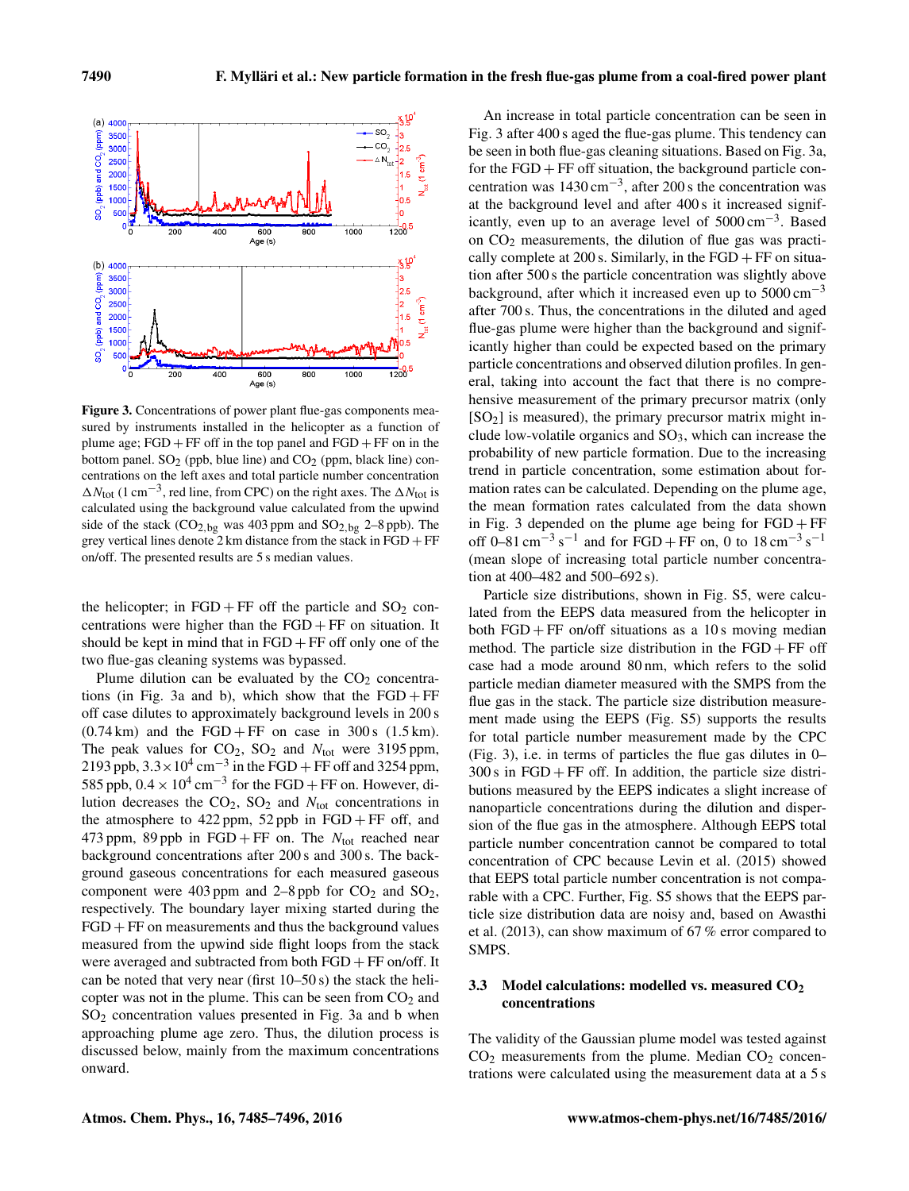**Figure 3.** Concentrations of power plant flue-gas components measured by instruments installed in the helicopter as a function of plume age; FGD + FF off in the top panel and FGD + FF on in the bottom panel. $SO_2$ (ppb, blue line) and $CO_2$ (ppm, black line) concentrations on the left axes and total particle number concentration $\Delta N_{tot}$ ($1\,cm^{-3}$, red line, from CPC) on the right axes. The $\Delta N_{tot}$ is calculated using the background value calculated from the upwind side of the stack ($CO_{2,bg}$ was 403 ppm and $SO_{2,bg}$ 2–8 ppb). The grey vertical lines denote 2 km distance from the stack in FGD + FF on/off. The presented results are 5 s median values.

the helicopter; in FGD + FF off the particle and $SO_2$ concentrations were higher than the FGD + FF on situation. It should be kept in mind that in FGD + FF off only one of the two flue-gas cleaning systems was bypassed.

Plume dilution can be evaluated by the $CO_2$ concentrations (in Fig. 3a and b), which show that the FGD + FF off case dilutes to approximately background levels in 200 s (0.74 km) and the FGD + FF on case in 300 s (1.5 km). The peak values for $CO_2$, $SO_2$ and $N_{tot}$ were 3195 ppm, 2193 ppb, $3.3\times10^4\,cm^{-3}$ in the FGD + FF off and 3254 ppm, 585 ppb, $0.4\times10^4\,cm^{-3}$ for the FGD + FF on. However, dilution decreases the $CO_2$, $SO_2$ and $N_{tot}$ concentrations in the atmosphere to 422 ppm, 52 ppb in FGD + FF off, and 473 ppm, 89 ppb in FGD + FF on. The $N_{tot}$ reached near background concentrations after 200 s and 300 s. The background gaseous concentrations for each measured gaseous component were 403 ppm and 2–8 ppb for $CO_2$ and $SO_2$, respectively. The boundary layer mixing started during the FGD + FF on measurements and thus the background values measured from the upwind side flight loops from the stack were averaged and subtracted from both FGD + FF on/off. It can be noted that very near (first 10–50 s) the stack the helicopter was not in the plume. This can be seen from $CO_2$ and $SO_2$ concentration values presented in Fig. 3a and b when approaching plume age zero. Thus, the dilution process is discussed below, mainly from the maximum concentrations onward.

An increase in total particle concentration can be seen in Fig. 3 after 400 s aged the flue-gas plume. This tendency can be seen in both flue-gas cleaning situations. Based on Fig. 3a, for the FGD + FF off situation, the background particle concentration was $1430\,cm^{-3}$, after 200 s the concentration was at the background level and after 400 s it increased significantly, even up to an average level of $5000\,cm^{-3}$. Based on $CO_2$ measurements, the dilution of flue gas was practically complete at 200 s. Similarly, in the FGD + FF on situation after 500 s the particle concentration was slightly above background, after which it increased even up to $5000\,cm^{-3}$ after 700 s. Thus, the concentrations in the diluted and aged flue-gas plume were higher than the background and significantly higher than could be expected based on the primary particle concentrations and observed dilution profiles. In general, taking into account the fact that there is no comprehensive measurement of the primary precursor matrix (only $[SO_2]$ is measured), the primary precursor matrix might include low-volatile organics and $SO_3$, which can increase the probability of new particle formation. Due to the increasing trend in particle concentration, some estimation about formation rates can be calculated. Depending on the plume age, the mean formation rates calculated from the data shown in Fig. 3 depended on the plume age being for FGD + FF off 0–81 $cm^{-3}\,s^{-1}$ and for FGD + FF on, 0 to 18 $cm^{-3}\,s^{-1}$ (mean slope of increasing total particle number concentration at 400–482 and 500–692 s).

Particle size distributions, shown in Fig. S5, were calculated from the EEPS data measured from the helicopter in both FGD + FF on/off situations as a 10 s moving median method. The particle size distribution in the FGD + FF off case had a mode around 80 nm, which refers to the solid particle median diameter measured with the SMPS from the flue gas in the stack. The particle size distribution measurement made using the EEPS (Fig. S5) supports the results for total particle number measurement made by the CPC (Fig. 3), i.e. in terms of particles the flue gas dilutes in 0–300 s in FGD + FF off. In addition, the particle size distributions measured by the EEPS indicates a slight increase of nanoparticle concentrations during the dilution and dispersion of the flue gas in the atmosphere. Although EEPS total particle number concentration cannot be compared to total concentration of CPC because Levin et al. (2015) showed that EEPS total particle number concentration is not comparable with a CPC. Further, Fig. S5 shows that the EEPS particle size distribution data are noisy and, based on Awasthi et al. (2013), can show maximum of 67 % error compared to SMPS.

### 3.3 Model calculations: modelled vs. measured $CO_2$ concentrations

The validity of the Gaussian plume model was tested against $CO_2$ measurements from the plume. Median $CO_2$ concentrations were calculated using the measurement data at a 5 s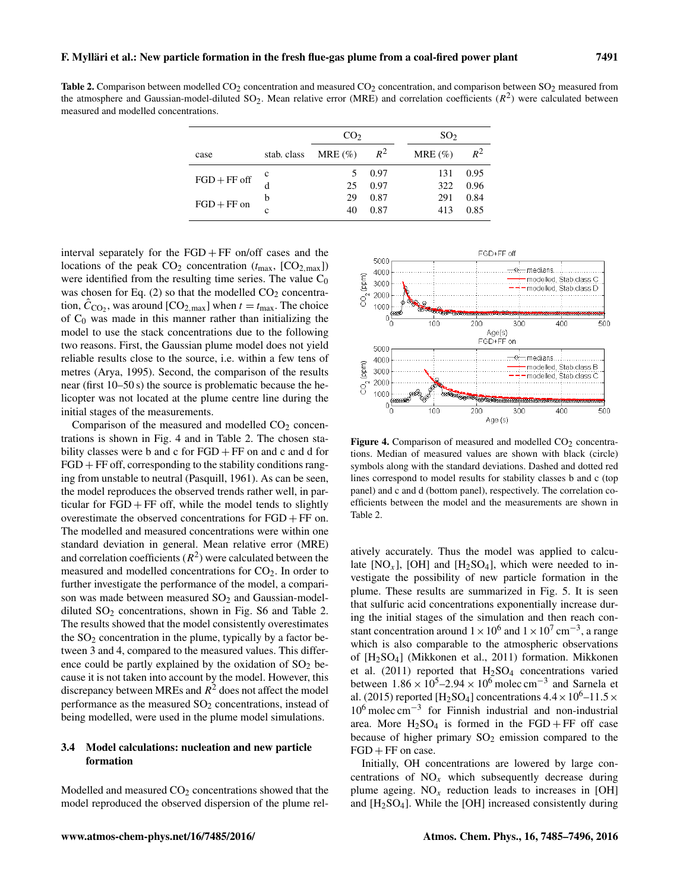**Table 2.** Comparison between modelled $CO_2$ concentration and measured $CO_2$ concentration, and comparison between $SO_2$ measured from the atmosphere and Gaussian-model-diluted $SO_2$. Mean relative error (MRE) and correlation coefficients ($R^2$) were calculated between measured and modelled concentrations.

| case | stab. class | $CO_2$ | | $SO_2$ | |
|---|---|---|---|---|---|
| | | MRE (%) | $R^2$ | MRE (%) | $R^2$ |
| FGD + FF off | c | 5 | 0.97 | 131 | 0.95 |
| | d | 25 | 0.97 | 322 | 0.96 |
| FGD + FF on | b | 29 | 0.87 | 291 | 0.84 |
| | c | 40 | 0.87 | 413 | 0.85 |

interval separately for the FGD + FF on/off cases and the locations of the peak $CO_2$ concentration ($t_{max}$, $[CO_{2,max}]$) were identified from the resulting time series. The value $C_0$ was chosen for Eq. (2) so that the modelled $CO_2$ concentration, $\hat{C}_{CO_2}$, was around $[CO_{2,max}]$ when $t = t_{max}$. The choice of $C_0$ was made in this manner rather than initializing the model to use the stack concentrations due to the following two reasons. First, the Gaussian plume model does not yield reliable results close to the source, i.e. within a few tens of metres (Arya, 1995). Second, the comparison of the results near (first 10–50 s) the source is problematic because the helicopter was not located at the plume centre line during the initial stages of the measurements.

Comparison of the measured and modelled $CO_2$ concentrations is shown in Fig. 4 and in Table 2. The chosen stability classes were b and c for FGD + FF on and c and d for FGD + FF off, corresponding to the stability conditions ranging from unstable to neutral (Pasquill, 1961). As can be seen, the model reproduces the observed trends rather well, in particular for FGD + FF off, while the model tends to slightly overestimate the observed concentrations for FGD + FF on. The modelled and measured concentrations were within one standard deviation in general. Mean relative error (MRE) and correlation coefficients ($R^2$) were calculated between the measured and modelled concentrations for $CO_2$. In order to further investigate the performance of the model, a comparison was made between measured $SO_2$ and Gaussian-model-diluted $SO_2$ concentrations, shown in Fig. S6 and Table 2. The results showed that the model consistently overestimates the $SO_2$ concentration in the plume, typically by a factor between 3 and 4, compared to the measured values. This difference could be partly explained by the oxidation of $SO_2$ because it is not taken into account by the model. However, this discrepancy between MREs and $R^2$ does not affect the model performance as the measured $SO_2$ concentrations, instead of being modelled, were used in the plume model simulations.

### 3.4 Model calculations: nucleation and new particle formation

Modelled and measured $CO_2$ concentrations showed that the model reproduced the observed dispersion of the plume relatively accurately. Thus the model was applied to calculate $[NO_x]$, [OH] and $[H_2SO_4]$, which were needed to investigate the possibility of new particle formation in the plume. These results are summarized in Fig. 5. It is seen that sulfuric acid concentrations exponentially increase during the initial stages of the simulation and then reach constant concentration around $1 \times 10^6$ and $1 \times 10^7\ cm^{-3}$, a range which is also comparable to the atmospheric observations of $[H_2SO_4]$ (Mikkonen et al., 2011) formation. Mikkonen et al. (2011) reported that $H_2SO_4$ concentrations varied between $1.86 \times 10^5$–$2.94 \times 10^6$ molec $cm^{-3}$ and Sarnela et al. (2015) reported $[H_2SO_4]$ concentrations $4.4 \times 10^6$–$11.5 \times 10^6$ molec $cm^{-3}$ for Finnish industrial and non-industrial area. More $H_2SO_4$ is formed in the FGD + FF off case because of higher primary $SO_2$ emission compared to the FGD + FF on case.

Initially, OH concentrations are lowered by large concentrations of $NO_x$ which subsequently decrease during plume ageing. $NO_x$ reduction leads to increases in [OH] and $[H_2SO_4]$. While the [OH] increased consistently during

**Figure 4.** Comparison of measured and modelled $CO_2$ concentrations. Median of measured values are shown with black (circle) symbols along with the standard deviations. Dashed and dotted red lines correspond to model results for stability classes b and c (top panel) and c and d (bottom panel), respectively. The correlation coefficients between the model and the measurements are shown in Table 2.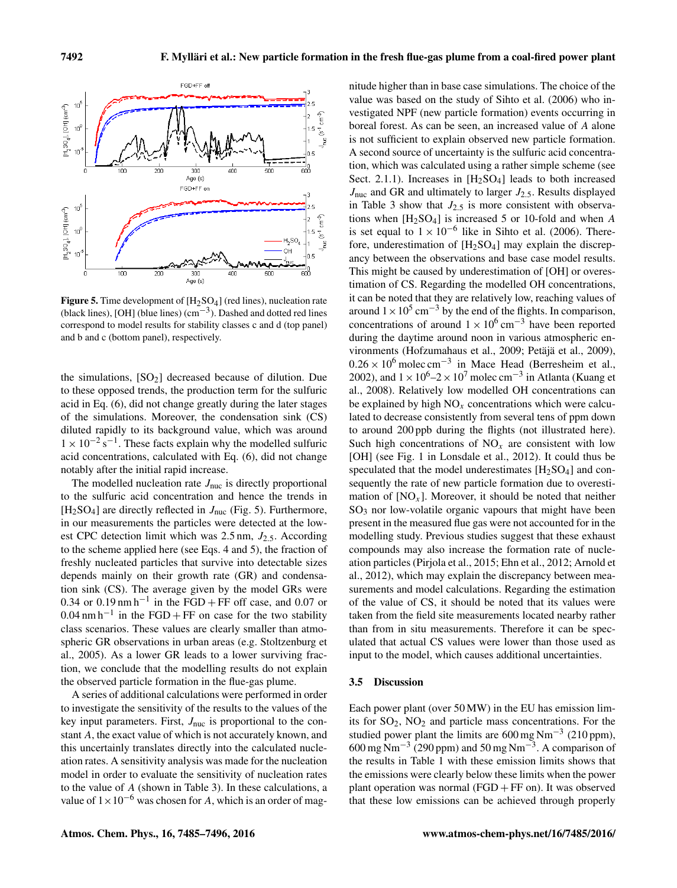**Figure 5.** Time development of $[H_2SO_4]$ (red lines), nucleation rate (black lines), [OH] (blue lines) ($cm^{-3}$). Dashed and dotted red lines correspond to model results for stability classes c and d (top panel) and b and c (bottom panel), respectively.

the simulations, $[SO_2]$ decreased because of dilution. Due to these opposed trends, the production term for the sulfuric acid in Eq. (6), did not change greatly during the later stages of the simulations. Moreover, the condensation sink (CS) diluted rapidly to its background value, which was around $1 \times 10^{-2}\,s^{-1}$. These facts explain why the modelled sulfuric acid concentrations, calculated with Eq. (6), did not change notably after the initial rapid increase.

The modelled nucleation rate $J_{nuc}$ is directly proportional to the sulfuric acid concentration and hence the trends in $[H_2SO_4]$ are directly reflected in $J_{nuc}$ (Fig. 5). Furthermore, in our measurements the particles were detected at the lowest CPC detection limit which was 2.5 nm, $J_{2.5}$. According to the scheme applied here (see Eqs. 4 and 5), the fraction of freshly nucleated particles that survive into detectable sizes depends mainly on their growth rate (GR) and condensation sink (CS). The average given by the model GRs were 0.34 or $0.19\,nm\,h^{-1}$ in the FGD + FF off case, and 0.07 or $0.04\,nm\,h^{-1}$ in the FGD + FF on case for the two stability class scenarios. These values are clearly smaller than atmospheric GR observations in urban areas (e.g. Stoltzenburg et al., 2005). As a lower GR leads to a lower surviving fraction, we conclude that the modelling results do not explain the observed particle formation in the flue-gas plume.

A series of additional calculations were performed in order to investigate the sensitivity of the results to the values of the key input parameters. First, $J_{nuc}$ is proportional to the constant $A$, the exact value of which is not accurately known, and this uncertainly translates directly into the calculated nucleation rates. A sensitivity analysis was made for the nucleation model in order to evaluate the sensitivity of nucleation rates to the value of $A$ (shown in Table 3). In these calculations, a value of $1 \times 10^{-6}$ was chosen for $A$, which is an order of magnitude higher than in base case simulations. The choice of the value was based on the study of Sihto et al. (2006) who investigated NPF (new particle formation) events occurring in boreal forest. As can be seen, an increased value of $A$ alone is not sufficient to explain observed new particle formation. A second source of uncertainty is the sulfuric acid concentration, which was calculated using a rather simple scheme (see Sect. 2.1.1). Increases in $[H_2SO_4]$ leads to both increased $J_{nuc}$ and GR and ultimately to larger $J_{2.5}$. Results displayed in Table 3 show that $J_{2.5}$ is more consistent with observations when $[H_2SO_4]$ is increased 5 or 10-fold and when $A$ is set equal to $1 \times 10^{-6}$ like in Sihto et al. (2006). Therefore, underestimation of $[H_2SO_4]$ may explain the discrepancy between the observations and base case model results. This might be caused by underestimation of [OH] or overestimation of CS. Regarding the modelled OH concentrations, it can be noted that they are relatively low, reaching values of around $1 \times 10^5\,cm^{-3}$ by the end of the flights. In comparison, concentrations of around $1 \times 10^6\,cm^{-3}$ have been reported during the daytime around noon in various atmospheric environments (Hofzumahaus et al., 2009; Petäjä et al., 2009), $0.26 \times 10^6\,molec\,cm^{-3}$ in Mace Head (Berresheim et al., 2002), and $1 \times 10^6$–$2 \times 10^7\,molec\,cm^{-3}$ in Atlanta (Kuang et al., 2008). Relatively low modelled OH concentrations can be explained by high $NO_x$ concentrations which were calculated to decrease consistently from several tens of ppm down to around 200 ppb during the flights (not illustrated here). Such high concentrations of $NO_x$ are consistent with low [OH] (see Fig. 1 in Lonsdale et al., 2012). It could thus be speculated that the model underestimates $[H_2SO_4]$ and consequently the rate of new particle formation due to overestimation of $[NO_x]$. Moreover, it should be noted that neither $SO_3$ nor low-volatile organic vapours that might have been present in the measured flue gas were not accounted for in the modelling study. Previous studies suggest that these exhaust compounds may also increase the formation rate of nucleation particles (Pirjola et al., 2015; Ehn et al., 2012; Arnold et al., 2012), which may explain the discrepancy between measurements and model calculations. Regarding the estimation of CS, it should be noted that its values were taken from the field site measurements located nearby rather than from in situ measurements. Therefore it can be speculated that actual CS values were lower than those used as input to the model, which causes additional uncertainties.

## 3.5 Discussion

Each power plant (over 50 MW) in the EU has emission limits for $SO_2$, $NO_2$ and particle mass concentrations. For the studied power plant the limits are $600\,mg\,Nm^{-3}$ (210 ppm), $600\,mg\,Nm^{-3}$ (290 ppm) and $50\,mg\,Nm^{-3}$. A comparison of the results in Table 1 with these emission limits shows that the emissions were clearly below these limits when the power plant operation was normal (FGD + FF on). It was observed that these low emissions can be achieved through properly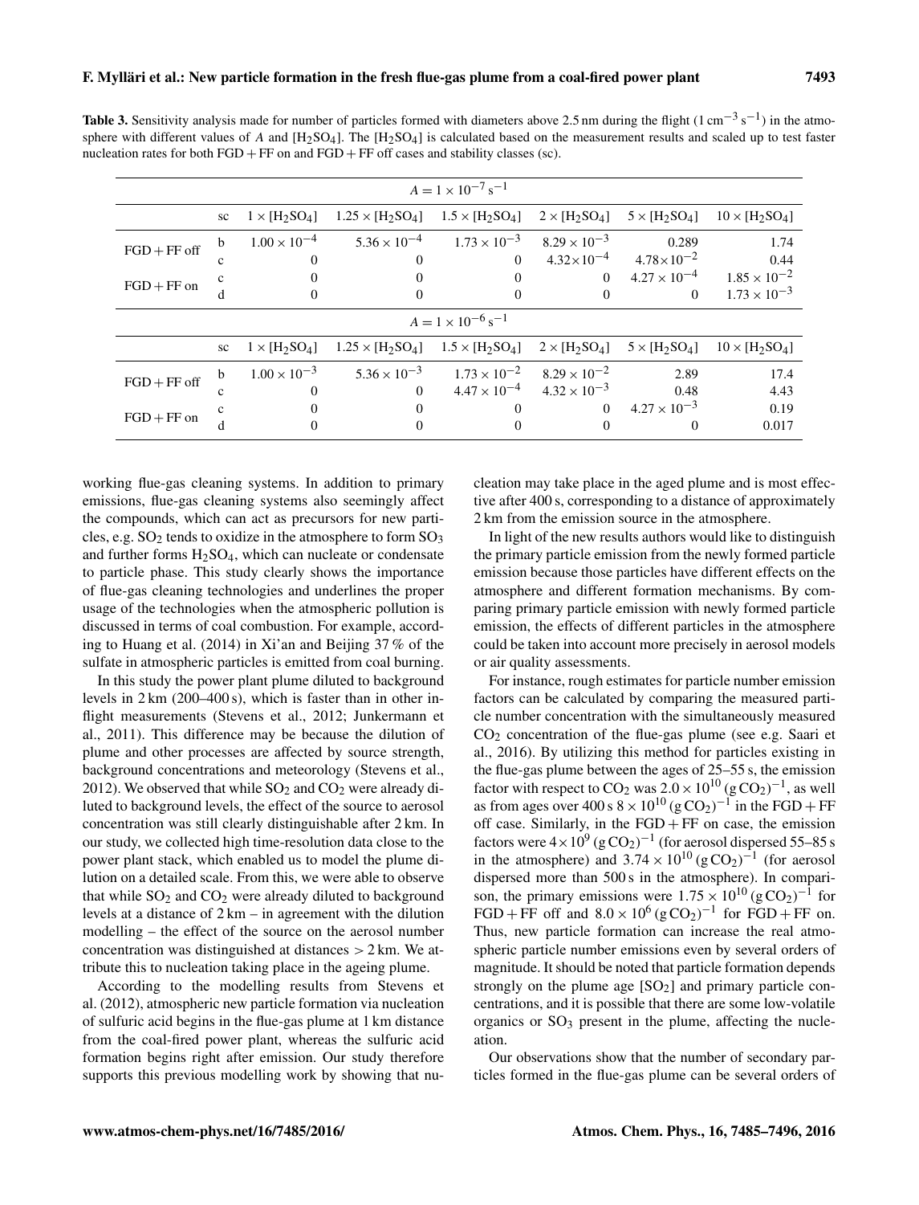**Table 3.** Sensitivity analysis made for number of particles formed with diameters above 2.5 nm during the flight ($1\,cm^{-3}\,s^{-1}$) in the atmosphere with different values of $A$ and $[H_2SO_4]$. The $[H_2SO_4]$ is calculated based on the measurement results and scaled up to test faster nucleation rates for both FGD + FF on and FGD + FF off cases and stability classes (sc).

| $A = 1 \times 10^{-7}\,s^{-1}$ | | | | | | | |
|---|---|---|---|---|---|---|---|
| | sc | $1 \times [H_2SO_4]$ | $1.25 \times [H_2SO_4]$ | $1.5 \times [H_2SO_4]$ | $2 \times [H_2SO_4]$ | $5 \times [H_2SO_4]$ | $10 \times [H_2SO_4]$ |
| FGD + FF off | b | $1.00 \times 10^{-4}$ | $5.36 \times 10^{-4}$ | $1.73 \times 10^{-3}$ | $8.29 \times 10^{-3}$ | 0.289 | 1.74 |
| | c | 0 | 0 | 0 | $4.32 \times 10^{-4}$ | $4.78 \times 10^{-2}$ | 0.44 |
| FGD + FF on | c | 0 | 0 | 0 | 0 | $4.27 \times 10^{-4}$ | $1.85 \times 10^{-2}$ |
| | d | 0 | 0 | 0 | 0 | 0 | $1.73 \times 10^{-3}$ |
| $A = 1 \times 10^{-6}\,s^{-1}$ | | | | | | | |
| | sc | $1 \times [H_2SO_4]$ | $1.25 \times [H_2SO_4]$ | $1.5 \times [H_2SO_4]$ | $2 \times [H_2SO_4]$ | $5 \times [H_2SO_4]$ | $10 \times [H_2SO_4]$ |
| FGD + FF off | b | $1.00 \times 10^{-3}$ | $5.36 \times 10^{-3}$ | $1.73 \times 10^{-2}$ | $8.29 \times 10^{-2}$ | 2.89 | 17.4 |
| | c | 0 | 0 | $4.47 \times 10^{-4}$ | $4.32 \times 10^{-3}$ | 0.48 | 4.43 |
| FGD + FF on | c | 0 | 0 | 0 | 0 | $4.27 \times 10^{-3}$ | 0.19 |
| | d | 0 | 0 | 0 | 0 | 0 | 0.017 |

working flue-gas cleaning systems. In addition to primary emissions, flue-gas cleaning systems also seemingly affect the compounds, which can act as precursors for new particles, e.g. $SO_2$ tends to oxidize in the atmosphere to form $SO_3$ and further forms $H_2SO_4$, which can nucleate or condensate to particle phase. This study clearly shows the importance of flue-gas cleaning technologies and underlines the proper usage of the technologies when the atmospheric pollution is discussed in terms of coal combustion. For example, according to Huang et al. (2014) in Xi'an and Beijing 37 % of the sulfate in atmospheric particles is emitted from coal burning.

In this study the power plant plume diluted to background levels in 2 km (200–400 s), which is faster than in other inflight measurements (Stevens et al., 2012; Junkermann et al., 2011). This difference may be because the dilution of plume and other processes are affected by source strength, background concentrations and meteorology (Stevens et al., 2012). We observed that while $SO_2$ and $CO_2$ were already diluted to background levels, the effect of the source to aerosol concentration was still clearly distinguishable after 2 km. In our study, we collected high time-resolution data close to the power plant stack, which enabled us to model the plume dilution on a detailed scale. From this, we were able to observe that while $SO_2$ and $CO_2$ were already diluted to background levels at a distance of 2 km – in agreement with the dilution modelling – the effect of the source on the aerosol number concentration was distinguished at distances $> 2$ km. We attribute this to nucleation taking place in the ageing plume.

According to the modelling results from Stevens et al. (2012), atmospheric new particle formation via nucleation of sulfuric acid begins in the flue-gas plume at 1 km distance from the coal-fired power plant, whereas the sulfuric acid formation begins right after emission. Our study therefore supports this previous modelling work by showing that nucleation may take place in the aged plume and is most effective after 400 s, corresponding to a distance of approximately 2 km from the emission source in the atmosphere.

In light of the new results authors would like to distinguish the primary particle emission from the newly formed particle emission because those particles have different effects on the atmosphere and different formation mechanisms. By comparing primary particle emission with newly formed particle emission, the effects of different particles in the atmosphere could be taken into account more precisely in aerosol models or air quality assessments.

For instance, rough estimates for particle number emission factors can be calculated by comparing the measured particle number concentration with the simultaneously measured $CO_2$ concentration of the flue-gas plume (see e.g. Saari et al., 2016). By utilizing this method for particles existing in the flue-gas plume between the ages of 25–55 s, the emission factor with respect to $CO_2$ was $2.0 \times 10^{10}\,(g\,CO_2)^{-1}$, as well as from ages over 400 s $8 \times 10^{10}\,(g\,CO_2)^{-1}$ in the FGD + FF off case. Similarly, in the FGD + FF on case, the emission factors were $4 \times 10^{9}\,(g\,CO_2)^{-1}$ (for aerosol dispersed 55–85 s in the atmosphere) and $3.74 \times 10^{10}\,(g\,CO_2)^{-1}$ (for aerosol dispersed more than 500 s in the atmosphere). In comparison, the primary emissions were $1.75 \times 10^{10}\,(g\,CO_2)^{-1}$ for FGD + FF off and $8.0 \times 10^{6}\,(g\,CO_2)^{-1}$ for FGD + FF on. Thus, new particle formation can increase the real atmospheric particle number emissions even by several orders of magnitude. It should be noted that particle formation depends strongly on the plume age $[SO_2]$ and primary particle concentrations, and it is possible that there are some low-volatile organics or $SO_3$ present in the plume, affecting the nucleation.

Our observations show that the number of secondary particles formed in the flue-gas plume can be several orders of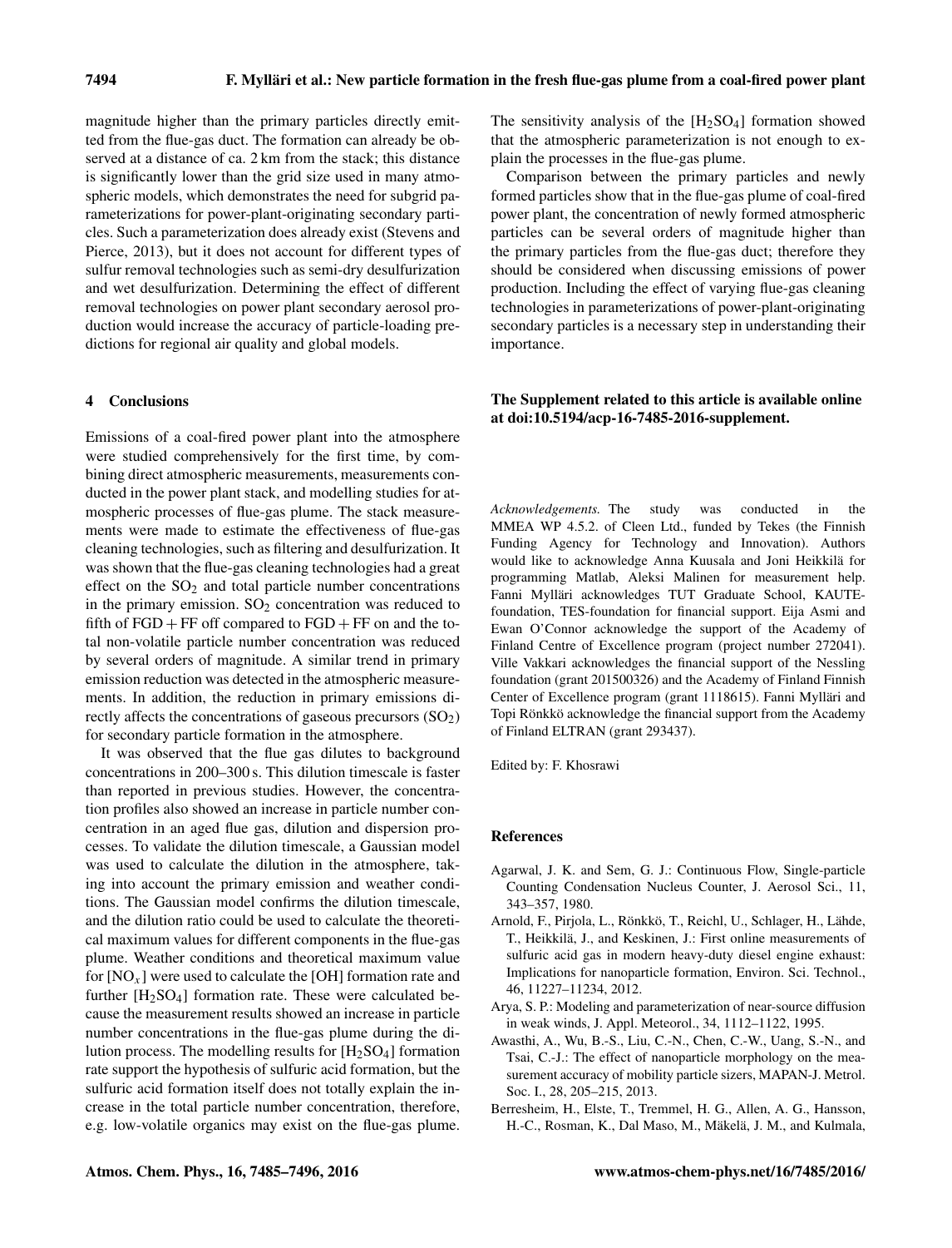magnitude higher than the primary particles directly emitted from the flue-gas duct. The formation can already be observed at a distance of ca. 2 km from the stack; this distance is significantly lower than the grid size used in many atmospheric models, which demonstrates the need for subgrid parameterizations for power-plant-originating secondary particles. Such a parameterization does already exist (Stevens and Pierce, 2013), but it does not account for different types of sulfur removal technologies such as semi-dry desulfurization and wet desulfurization. Determining the effect of different removal technologies on power plant secondary aerosol production would increase the accuracy of particle-loading predictions for regional air quality and global models.

## 4 Conclusions

Emissions of a coal-fired power plant into the atmosphere were studied comprehensively for the first time, by combining direct atmospheric measurements, measurements conducted in the power plant stack, and modelling studies for atmospheric processes of flue-gas plume. The stack measurements were made to estimate the effectiveness of flue-gas cleaning technologies, such as filtering and desulfurization. It was shown that the flue-gas cleaning technologies had a great effect on the $SO_2$ and total particle number concentrations in the primary emission. $SO_2$ concentration was reduced to fifth of FGD + FF off compared to FGD + FF on and the total non-volatile particle number concentration was reduced by several orders of magnitude. A similar trend in primary emission reduction was detected in the atmospheric measurements. In addition, the reduction in primary emissions directly affects the concentrations of gaseous precursors ($SO_2$) for secondary particle formation in the atmosphere.

It was observed that the flue gas dilutes to background concentrations in 200–300 s. This dilution timescale is faster than reported in previous studies. However, the concentration profiles also showed an increase in particle number concentration in an aged flue gas, dilution and dispersion processes. To validate the dilution timescale, a Gaussian model was used to calculate the dilution in the atmosphere, taking into account the primary emission and weather conditions. The Gaussian model confirms the dilution timescale, and the dilution ratio could be used to calculate the theoretical maximum values for different components in the flue-gas plume. Weather conditions and theoretical maximum value for $[NO_x]$ were used to calculate the [OH] formation rate and further $[H_2SO_4]$ formation rate. These were calculated because the measurement results showed an increase in particle number concentrations in the flue-gas plume during the dilution process. The modelling results for $[H_2SO_4]$ formation rate support the hypothesis of sulfuric acid formation, but the sulfuric acid formation itself does not totally explain the increase in the total particle number concentration, therefore, e.g. low-volatile organics may exist on the flue-gas plume. The sensitivity analysis of the $[H_2SO_4]$ formation showed that the atmospheric parameterization is not enough to explain the processes in the flue-gas plume.

Comparison between the primary particles and newly formed particles show that in the flue-gas plume of coal-fired power plant, the concentration of newly formed atmospheric particles can be several orders of magnitude higher than the primary particles from the flue-gas duct; therefore they should be considered when discussing emissions of power production. Including the effect of varying flue-gas cleaning technologies in parameterizations of power-plant-originating secondary particles is a necessary step in understanding their importance.

**The Supplement related to this article is available online at doi:10.5194/acp-16-7485-2016-supplement.**

*Acknowledgements.* The study was conducted in the MMEA WP 4.5.2. of Cleen Ltd., funded by Tekes (the Finnish Funding Agency for Technology and Innovation). Authors would like to acknowledge Anna Kuusala and Joni Heikkilä for programming Matlab, Aleksi Malinen for measurement help. Fanni Mylläri acknowledges TUT Graduate School, KAUTE-foundation, TES-foundation for financial support. Eija Asmi and Ewan O'Connor acknowledge the support of the Academy of Finland Centre of Excellence program (project number 272041). Ville Vakkari acknowledges the financial support of the Nessling foundation (grant 201500326) and the Academy of Finland Finnish Center of Excellence program (grant 1118615). Fanni Mylläri and Topi Rönkkö acknowledge the financial support from the Academy of Finland ELTRAN (grant 293437).

Edited by: F. Khosrawi

## References

Agarwal, J. K. and Sem, G. J.: Continuous Flow, Single-particle Counting Condensation Nucleus Counter, J. Aerosol Sci., 11, 343–357, 1980.

Arnold, F., Pirjola, L., Rönkkö, T., Reichl, U., Schlager, H., Lähde, T., Heikkilä, J., and Keskinen, J.: First online measurements of sulfuric acid gas in modern heavy-duty diesel engine exhaust: Implications for nanoparticle formation, Environ. Sci. Technol., 46, 11227–11234, 2012.

Arya, S. P.: Modeling and parameterization of near-source diffusion in weak winds, J. Appl. Meteorol., 34, 1112–1122, 1995.

Awasthi, A., Wu, B.-S., Liu, C.-N., Chen, C.-W., Uang, S.-N., and Tsai, C.-J.: The effect of nanoparticle morphology on the measurement accuracy of mobility particle sizers, MAPAN-J. Metrol. Soc. I., 28, 205–215, 2013.

Berresheim, H., Elste, T., Tremmel, H. G., Allen, A. G., Hansson, H.-C., Rosman, K., Dal Maso, M., Mäkelä, J. M., and Kulmala,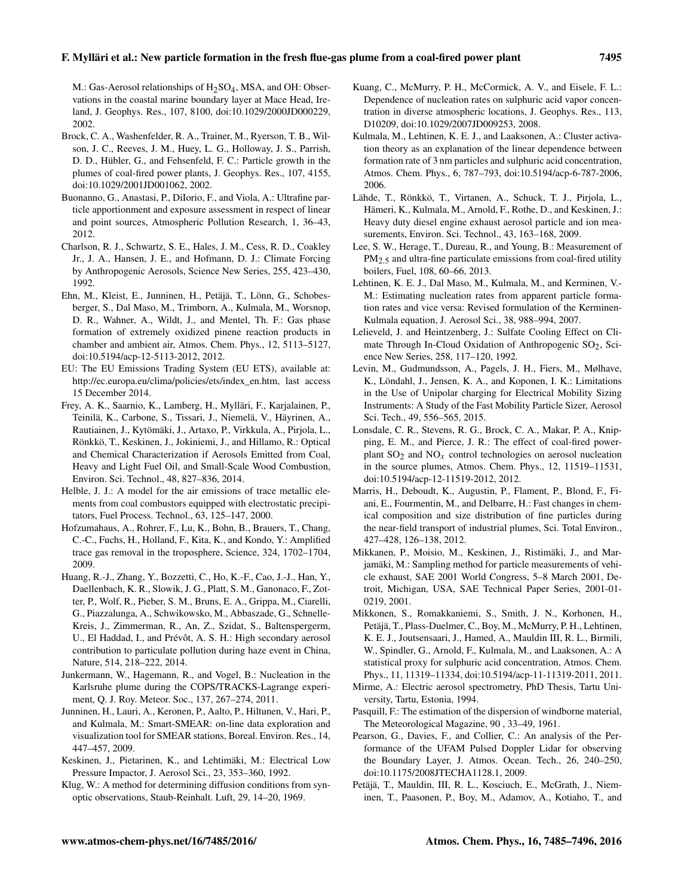M.: Gas-Aerosol relationships of $H_2SO_4$, MSA, and OH: Observations in the coastal marine boundary layer at Mace Head, Ireland, J. Geophys. Res., 107, 8100, doi:10.1029/2000JD000229, 2002.

Brock, C. A., Washenfelder, R. A., Trainer, M., Ryerson, T. B., Wilson, J. C., Reeves, J. M., Huey, L. G., Holloway, J. S., Parrish, D. D., Hübler, G., and Fehsenfeld, F. C.: Particle growth in the plumes of coal-fired power plants, J. Geophys. Res., 107, 4155, doi:10.1029/2001JD001062, 2002.

Buonanno, G., Anastasi, P., DiIorio, F., and Viola, A.: Ultrafine particle apportionment and exposure assessment in respect of linear and point sources, Atmospheric Pollution Research, 1, 36–43, 2012.

Charlson, R. J., Schwartz, S. E., Hales, J. M., Cess, R. D., Coakley Jr., J. A., Hansen, J. E., and Hofmann, D. J.: Climate Forcing by Anthropogenic Aerosols, Science New Series, 255, 423–430, 1992.

Ehn, M., Kleist, E., Junninen, H., Petäjä, T., Lönn, G., Schobesberger, S., Dal Maso, M., Trimborn, A., Kulmala, M., Worsnop, D. R., Wahner, A., Wildt, J., and Mentel, Th. F.: Gas phase formation of extremely oxidized pinene reaction products in chamber and ambient air, Atmos. Chem. Phys., 12, 5113–5127, doi:10.5194/acp-12-5113-2012, 2012.

EU: The EU Emissions Trading System (EU ETS), available at: http://ec.europa.eu/clima/policies/ets/index_en.htm, last access 15 December 2014.

Frey, A. K., Saarnio, K., Lamberg, H., Mylläri, F., Karjalainen, P., Teinilä, K., Carbone, S., Tissari, J., Niemelä, V., Häyrinen, A., Rautiainen, J., Kytömäki, J., Artaxo, P., Virkkula, A., Pirjola, L., Rönkkö, T., Keskinen, J., Jokiniemi, J., and Hillamo, R.: Optical and Chemical Characterization if Aerosols Emitted from Coal, Heavy and Light Fuel Oil, and Small-Scale Wood Combustion, Environ. Sci. Technol., 48, 827–836, 2014.

Helble, J. J.: A model for the air emissions of trace metallic elements from coal combustors equipped with electrostatic precipitators, Fuel Process. Technol., 63, 125–147, 2000.

Hofzumahaus, A., Rohrer, F., Lu, K., Bohn, B., Brauers, T., Chang, C.-C., Fuchs, H., Holland, F., Kita, K., and Kondo, Y.: Amplified trace gas removal in the troposphere, Science, 324, 1702–1704, 2009.

Huang, R.-J., Zhang, Y., Bozzetti, C., Ho, K.-F., Cao, J.-J., Han, Y., Daellenbach, K. R., Slowik, J. G., Platt, S. M., Ganonaco, F., Zotter, P., Wolf, R., Pieber, S. M., Bruns, E. A., Grippa, M., Ciarelli, G., Piazzalunga, A., Schwikowsko, M., Abbaszade, G., Schnelle-Kreis, J., Zimmerman, R., An, Z., Szidat, S., Baltenspergerm, U., El Haddad, I., and Prévôt, A. S. H.: High secondary aerosol contribution to particulate pollution during haze event in China, Nature, 514, 218–222, 2014.

Junkermann, W., Hagemann, R., and Vogel, B.: Nucleation in the Karlsruhe plume during the COPS/TRACKS-Lagrange experiment, Q. J. Roy. Meteor. Soc., 137, 267–274, 2011.

Junninen, H., Lauri, A., Keronen, P., Aalto, P., Hiltunen, V., Hari, P., and Kulmala, M.: Smart-SMEAR: on-line data exploration and visualization tool for SMEAR stations, Boreal. Environ. Res., 14, 447–457, 2009.

Keskinen, J., Pietarinen, K., and Lehtimäki, M.: Electrical Low Pressure Impactor, J. Aerosol Sci., 23, 353–360, 1992.

Klug, W.: A method for determining diffusion conditions from synoptic observations, Staub-Reinhalt. Luft, 29, 14–20, 1969.

Kuang, C., McMurry, P. H., McCormick, A. V., and Eisele, F. L.: Dependence of nucleation rates on sulphuric acid vapor concentration in diverse atmospheric locations, J. Geophys. Res., 113, D10209, doi:10.1029/2007JD009253, 2008.

Kulmala, M., Lehtinen, K. E. J., and Laaksonen, A.: Cluster activation theory as an explanation of the linear dependence between formation rate of 3 nm particles and sulphuric acid concentration, Atmos. Chem. Phys., 6, 787–793, doi:10.5194/acp-6-787-2006, 2006.

Lähde, T., Rönkkö, T., Virtanen, A., Schuck, T. J., Pirjola, L., Hämeri, K., Kulmala, M., Arnold, F., Rothe, D., and Keskinen, J.: Heavy duty diesel engine exhaust aerosol particle and ion measurements, Environ. Sci. Technol., 43, 163–168, 2009.

Lee, S. W., Herage, T., Dureau, R., and Young, B.: Measurement of $PM_{2.5}$ and ultra-fine particulate emissions from coal-fired utility boilers, Fuel, 108, 60–66, 2013.

Lehtinen, K. E. J., Dal Maso, M., Kulmala, M., and Kerminen, V.-M.: Estimating nucleation rates from apparent particle formation rates and vice versa: Revised formulation of the Kerminen-Kulmala equation, J. Aerosol Sci., 38, 988–994, 2007.

Lelieveld, J. and Heintzenberg, J.: Sulfate Cooling Effect on Climate Through In-Cloud Oxidation of Anthropogenic $SO_2$, Science New Series, 258, 117–120, 1992.

Levin, M., Gudmundsson, A., Pagels, J. H., Fiers, M., Mølhave, K., Löndahl, J., Jensen, K. A., and Koponen, I. K.: Limitations in the Use of Unipolar charging for Electrical Mobility Sizing Instruments: A Study of the Fast Mobility Particle Sizer, Aerosol Sci. Tech., 49, 556–565, 2015.

Lonsdale, C. R., Stevens, R. G., Brock, C. A., Makar, P. A., Knipping, E. M., and Pierce, J. R.: The effect of coal-fired power-plant $SO_2$ and $NO_x$ control technologies on aerosol nucleation in the source plumes, Atmos. Chem. Phys., 12, 11519–11531, doi:10.5194/acp-12-11519-2012, 2012.

Marris, H., Deboudt, K., Augustin, P., Flament, P., Blond, F., Fiani, E., Fourmentin, M., and Delbarre, H.: Fast changes in chemical composition and size distribution of fine particles during the near-field transport of industrial plumes, Sci. Total Environ., 427–428, 126–138, 2012.

Mikkanen, P., Moisio, M., Keskinen, J., Ristimäki, J., and Marjamäki, M.: Sampling method for particle measurements of vehicle exhaust, SAE 2001 World Congress, 5–8 March 2001, Detroit, Michigan, USA, SAE Technical Paper Series, 2001-01-0219, 2001.

Mikkonen, S., Romakkaniemi, S., Smith, J. N., Korhonen, H., Petäjä, T., Plass-Duelmer, C., Boy, M., McMurry, P. H., Lehtinen, K. E. J., Joutsensaari, J., Hamed, A., Mauldin III, R. L., Birmili, W., Spindler, G., Arnold, F., Kulmala, M., and Laaksonen, A.: A statistical proxy for sulphuric acid concentration, Atmos. Chem. Phys., 11, 11319–11334, doi:10.5194/acp-11-11319-2011, 2011.

Mirme, A.: Electric aerosol spectrometry, PhD Thesis, Tartu University, Tartu, Estonia, 1994.

Pasquill, F.: The estimation of the dispersion of windborne material, The Meteorological Magazine, 90 , 33–49, 1961.

Pearson, G., Davies, F., and Collier, C.: An analysis of the Performance of the UFAM Pulsed Doppler Lidar for observing the Boundary Layer, J. Atmos. Ocean. Tech., 26, 240–250, doi:10.1175/2008JTECHA1128.1, 2009.

Petäjä, T., Mauldin, III, R. L., Kosciuch, E., McGrath, J., Nieminen, T., Paasonen, P., Boy, M., Adamov, A., Kotiaho, T., and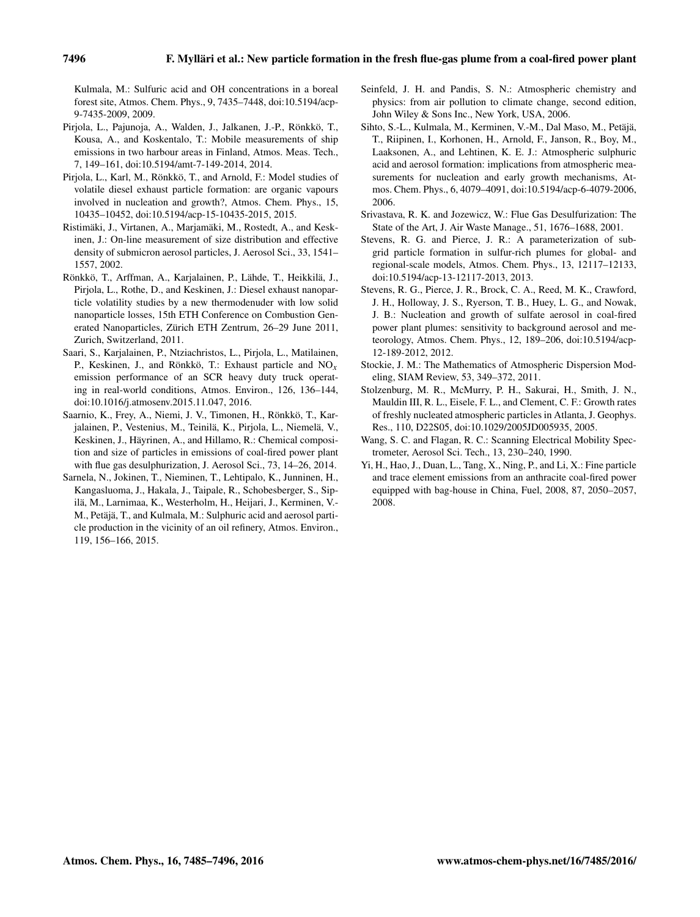Kulmala, M.: Sulfuric acid and OH concentrations in a boreal forest site, Atmos. Chem. Phys., 9, 7435–7448, doi:10.5194/acp-9-7435-2009, 2009.

Pirjola, L., Pajunoja, A., Walden, J., Jalkanen, J.-P., Rönkkö, T., Kousa, A., and Koskentalo, T.: Mobile measurements of ship emissions in two harbour areas in Finland, Atmos. Meas. Tech., 7, 149–161, doi:10.5194/amt-7-149-2014, 2014.

Pirjola, L., Karl, M., Rönkkö, T., and Arnold, F.: Model studies of volatile diesel exhaust particle formation: are organic vapours involved in nucleation and growth?, Atmos. Chem. Phys., 15, 10435–10452, doi:10.5194/acp-15-10435-2015, 2015.

Ristimäki, J., Virtanen, A., Marjamäki, M., Rostedt, A., and Keskinen, J.: On-line measurement of size distribution and effective density of submicron aerosol particles, J. Aerosol Sci., 33, 1541–1557, 2002.

Rönkkö, T., Arffman, A., Karjalainen, P., Lähde, T., Heikkilä, J., Pirjola, L., Rothe, D., and Keskinen, J.: Diesel exhaust nanoparticle volatility studies by a new thermodenuder with low solid nanoparticle losses, 15th ETH Conference on Combustion Generated Nanoparticles, Zürich ETH Zentrum, 26–29 June 2011, Zurich, Switzerland, 2011.

Saari, S., Karjalainen, P., Ntziachristos, L., Pirjola, L., Matilainen, P., Keskinen, J., and Rönkkö, T.: Exhaust particle and $NO_x$ emission performance of an SCR heavy duty truck operating in real-world conditions, Atmos. Environ., 126, 136–144, doi:10.1016/j.atmosenv.2015.11.047, 2016.

Saarnio, K., Frey, A., Niemi, J. V., Timonen, H., Rönkkö, T., Karjalainen, P., Vestenius, M., Teinilä, K., Pirjola, L., Niemelä, V., Keskinen, J., Häyrinen, A., and Hillamo, R.: Chemical composition and size of particles in emissions of coal-fired power plant with flue gas desulphurization, J. Aerosol Sci., 73, 14–26, 2014.

Sarnela, N., Jokinen, T., Nieminen, T., Lehtipalo, K., Junninen, H., Kangasluoma, J., Hakala, J., Taipale, R., Schobesberger, S., Sipilä, M., Larnimaa, K., Westerholm, H., Heijari, J., Kerminen, V.-M., Petäjä, T., and Kulmala, M.: Sulphuric acid and aerosol particle production in the vicinity of an oil refinery, Atmos. Environ., 119, 156–166, 2015.

Seinfeld, J. H. and Pandis, S. N.: Atmospheric chemistry and physics: from air pollution to climate change, second edition, John Wiley & Sons Inc., New York, USA, 2006.

Sihto, S.-L., Kulmala, M., Kerminen, V.-M., Dal Maso, M., Petäjä, T., Riipinen, I., Korhonen, H., Arnold, F., Janson, R., Boy, M., Laaksonen, A., and Lehtinen, K. E. J.: Atmospheric sulphuric acid and aerosol formation: implications from atmospheric measurements for nucleation and early growth mechanisms, Atmos. Chem. Phys., 6, 4079–4091, doi:10.5194/acp-6-4079-2006, 2006.

Srivastava, R. K. and Jozewicz, W.: Flue Gas Desulfurization: The State of the Art, J. Air Waste Manage., 51, 1676–1688, 2001.

Stevens, R. G. and Pierce, J. R.: A parameterization of sub-grid particle formation in sulfur-rich plumes for global- and regional-scale models, Atmos. Chem. Phys., 13, 12117–12133, doi:10.5194/acp-13-12117-2013, 2013.

Stevens, R. G., Pierce, J. R., Brock, C. A., Reed, M. K., Crawford, J. H., Holloway, J. S., Ryerson, T. B., Huey, L. G., and Nowak, J. B.: Nucleation and growth of sulfate aerosol in coal-fired power plant plumes: sensitivity to background aerosol and meteorology, Atmos. Chem. Phys., 12, 189–206, doi:10.5194/acp-12-189-2012, 2012.

Stockie, J. M.: The Mathematics of Atmospheric Dispersion Modeling, SIAM Review, 53, 349–372, 2011.

Stolzenburg, M. R., McMurry, P. H., Sakurai, H., Smith, J. N., Mauldin III, R. L., Eisele, F. L., and Clement, C. F.: Growth rates of freshly nucleated atmospheric particles in Atlanta, J. Geophys. Res., 110, D22S05, doi:10.1029/2005JD005935, 2005.

Wang, S. C. and Flagan, R. C.: Scanning Electrical Mobility Spectrometer, Aerosol Sci. Tech., 13, 230–240, 1990.

Yi, H., Hao, J., Duan, L., Tang, X., Ning, P., and Li, X.: Fine particle and trace element emissions from an anthracite coal-fired power equipped with bag-house in China, Fuel, 2008, 87, 2050–2057, 2008.